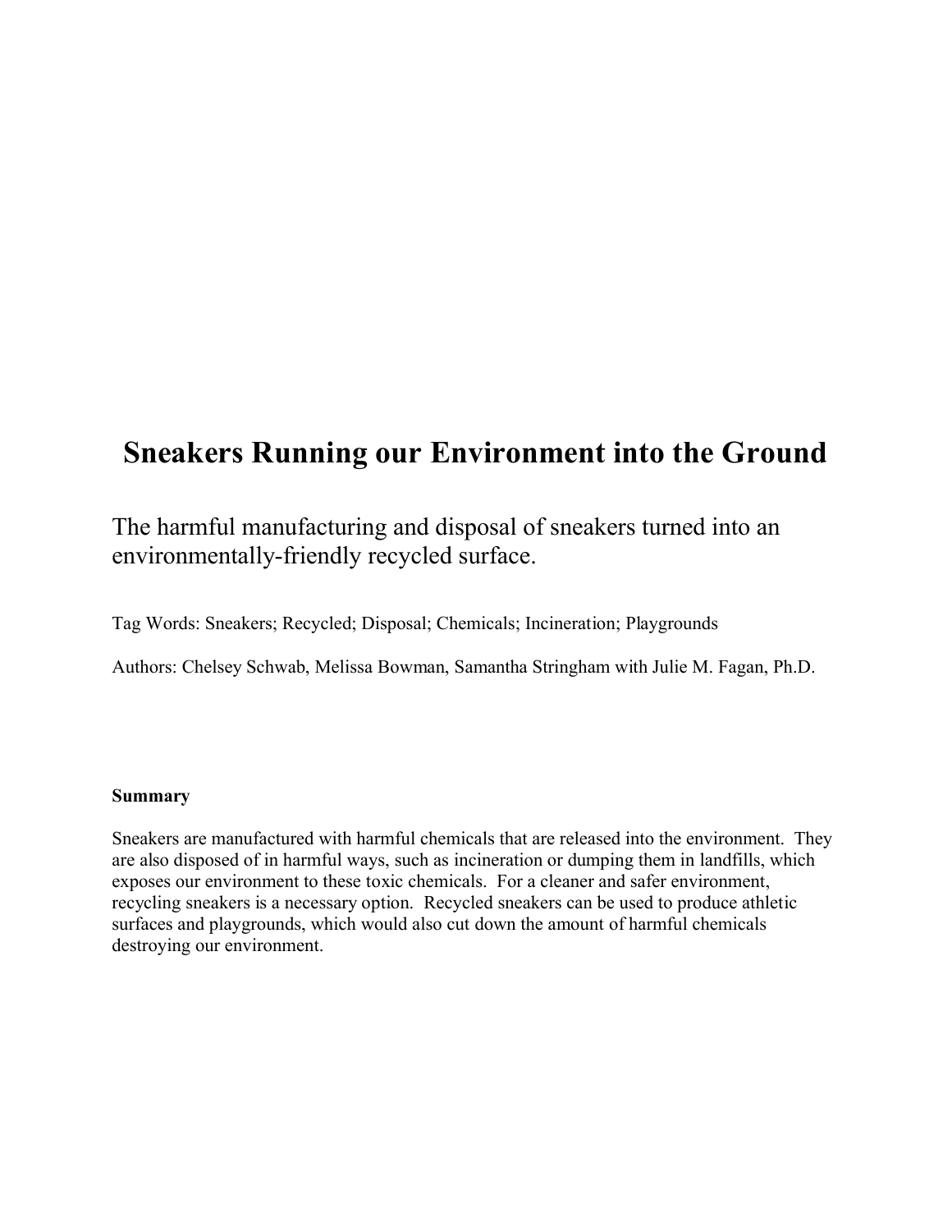# Sneakers Running our Environment into the Ground

The harmful manufacturing and disposal of sneakers turned into an environmentally-friendly recycled surface.

Tag Words: Sneakers; Recycled; Disposal; Chemicals; Incineration; Playgrounds

Authors: Chelsey Schwab, Melissa Bowman, Samantha Stringham with Julie M. Fagan, Ph.D.

**Summary**

Sneakers are manufactured with harmful chemicals that are released into the environment. They are also disposed of in harmful ways, such as incineration or dumping them in landfills, which exposes our environment to these toxic chemicals. For a cleaner and safer environment, recycling sneakers is a necessary option. Recycled sneakers can be used to produce athletic surfaces and playgrounds, which would also cut down the amount of harmful chemicals destroying our environment.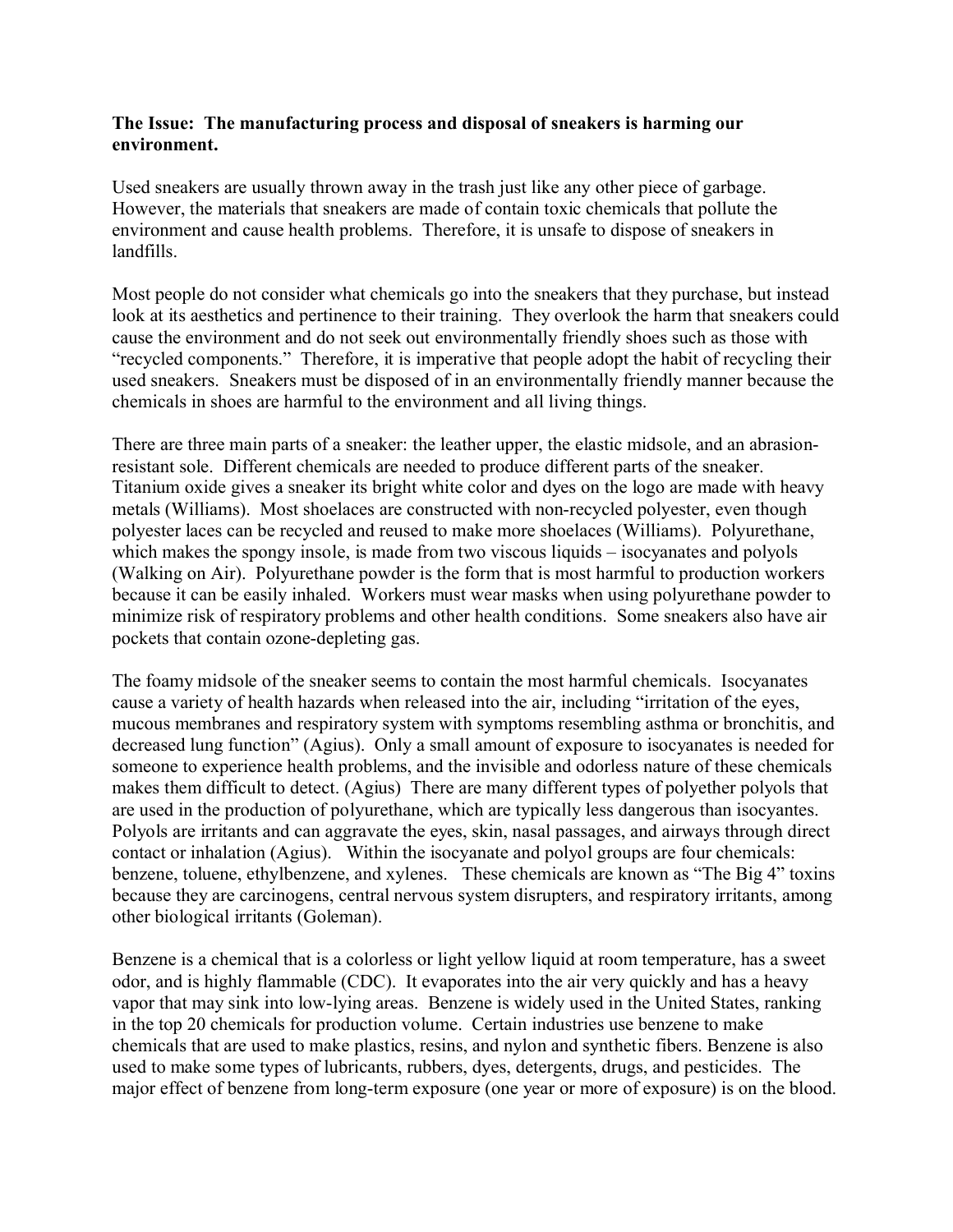**The Issue: The manufacturing process and disposal of sneakers is harming our environment.**

Used sneakers are usually thrown away in the trash just like any other piece of garbage. However, the materials that sneakers are made of contain toxic chemicals that pollute the environment and cause health problems. Therefore, it is unsafe to dispose of sneakers in landfills.

Most people do not consider what chemicals go into the sneakers that they purchase, but instead look at its aesthetics and pertinence to their training. They overlook the harm that sneakers could cause the environment and do not seek out environmentally friendly shoes such as those with "recycled components." Therefore, it is imperative that people adopt the habit of recycling their used sneakers. Sneakers must be disposed of in an environmentally friendly manner because the chemicals in shoes are harmful to the environment and all living things.

There are three main parts of a sneaker: the leather upper, the elastic midsole, and an abrasion-resistant sole. Different chemicals are needed to produce different parts of the sneaker. Titanium oxide gives a sneaker its bright white color and dyes on the logo are made with heavy metals (Williams). Most shoelaces are constructed with non-recycled polyester, even though polyester laces can be recycled and reused to make more shoelaces (Williams). Polyurethane, which makes the spongy insole, is made from two viscous liquids – isocyanates and polyols (Walking on Air). Polyurethane powder is the form that is most harmful to production workers because it can be easily inhaled. Workers must wear masks when using polyurethane powder to minimize risk of respiratory problems and other health conditions. Some sneakers also have air pockets that contain ozone-depleting gas.

The foamy midsole of the sneaker seems to contain the most harmful chemicals. Isocyanates cause a variety of health hazards when released into the air, including "irritation of the eyes, mucous membranes and respiratory system with symptoms resembling asthma or bronchitis, and decreased lung function" (Agius). Only a small amount of exposure to isocyanates is needed for someone to experience health problems, and the invisible and odorless nature of these chemicals makes them difficult to detect. (Agius) There are many different types of polyether polyols that are used in the production of polyurethane, which are typically less dangerous than isocyantes. Polyols are irritants and can aggravate the eyes, skin, nasal passages, and airways through direct contact or inhalation (Agius). Within the isocyanate and polyol groups are four chemicals: benzene, toluene, ethylbenzene, and xylenes. These chemicals are known as "The Big 4" toxins because they are carcinogens, central nervous system disrupters, and respiratory irritants, among other biological irritants (Goleman).

Benzene is a chemical that is a colorless or light yellow liquid at room temperature, has a sweet odor, and is highly flammable (CDC). It evaporates into the air very quickly and has a heavy vapor that may sink into low-lying areas. Benzene is widely used in the United States, ranking in the top 20 chemicals for production volume. Certain industries use benzene to make chemicals that are used to make plastics, resins, and nylon and synthetic fibers. Benzene is also used to make some types of lubricants, rubbers, dyes, detergents, drugs, and pesticides. The major effect of benzene from long-term exposure (one year or more of exposure) is on the blood.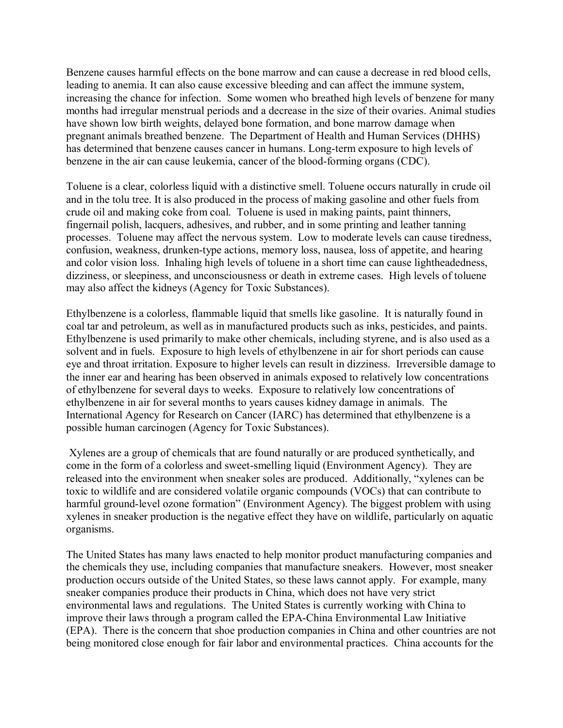Benzene causes harmful effects on the bone marrow and can cause a decrease in red blood cells, leading to anemia. It can also cause excessive bleeding and can affect the immune system, increasing the chance for infection. Some women who breathed high levels of benzene for many months had irregular menstrual periods and a decrease in the size of their ovaries. Animal studies have shown low birth weights, delayed bone formation, and bone marrow damage when pregnant animals breathed benzene. The Department of Health and Human Services (DHHS) has determined that benzene causes cancer in humans. Long-term exposure to high levels of benzene in the air can cause leukemia, cancer of the blood-forming organs (CDC).

Toluene is a clear, colorless liquid with a distinctive smell. Toluene occurs naturally in crude oil and in the tolu tree. It is also produced in the process of making gasoline and other fuels from crude oil and making coke from coal. Toluene is used in making paints, paint thinners, fingernail polish, lacquers, adhesives, and rubber, and in some printing and leather tanning processes. Toluene may affect the nervous system. Low to moderate levels can cause tiredness, confusion, weakness, drunken-type actions, memory loss, nausea, loss of appetite, and hearing and color vision loss. Inhaling high levels of toluene in a short time can cause lightheadedness, dizziness, or sleepiness, and unconsciousness or death in extreme cases. High levels of toluene may also affect the kidneys (Agency for Toxic Substances).

Ethylbenzene is a colorless, flammable liquid that smells like gasoline. It is naturally found in coal tar and petroleum, as well as in manufactured products such as inks, pesticides, and paints. Ethylbenzene is used primarily to make other chemicals, including styrene, and is also used as a solvent and in fuels. Exposure to high levels of ethylbenzene in air for short periods can cause eye and throat irritation. Exposure to higher levels can result in dizziness. Irreversible damage to the inner ear and hearing has been observed in animals exposed to relatively low concentrations of ethylbenzene for several days to weeks. Exposure to relatively low concentrations of ethylbenzene in air for several months to years causes kidney damage in animals. The International Agency for Research on Cancer (IARC) has determined that ethylbenzene is a possible human carcinogen (Agency for Toxic Substances).

Xylenes are a group of chemicals that are found naturally or are produced synthetically, and come in the form of a colorless and sweet-smelling liquid (Environment Agency). They are released into the environment when sneaker soles are produced. Additionally, "xylenes can be toxic to wildlife and are considered volatile organic compounds (VOCs) that can contribute to harmful ground-level ozone formation" (Environment Agency). The biggest problem with using xylenes in sneaker production is the negative effect they have on wildlife, particularly on aquatic organisms.

The United States has many laws enacted to help monitor product manufacturing companies and the chemicals they use, including companies that manufacture sneakers. However, most sneaker production occurs outside of the United States, so these laws cannot apply. For example, many sneaker companies produce their products in China, which does not have very strict environmental laws and regulations. The United States is currently working with China to improve their laws through a program called the EPA-China Environmental Law Initiative (EPA). There is the concern that shoe production companies in China and other countries are not being monitored close enough for fair labor and environmental practices. China accounts for the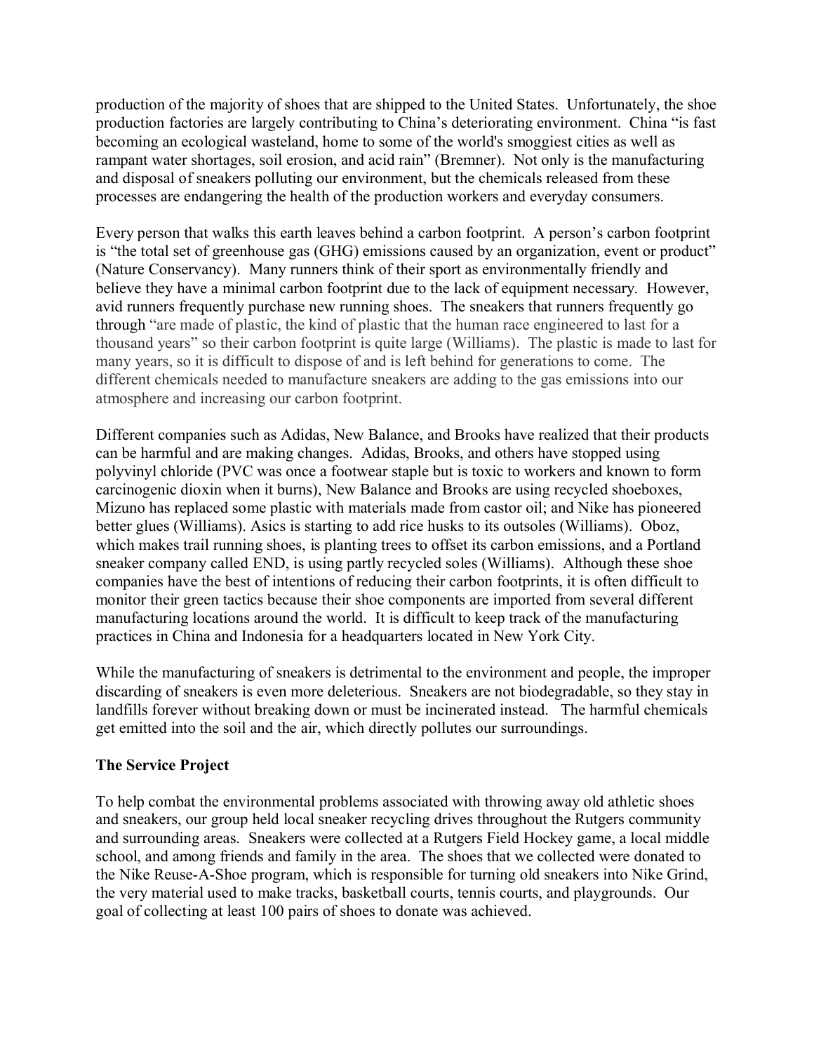production of the majority of shoes that are shipped to the United States. Unfortunately, the shoe production factories are largely contributing to China's deteriorating environment. China "is fast becoming an ecological wasteland, home to some of the world's smoggiest cities as well as rampant water shortages, soil erosion, and acid rain" (Bremner). Not only is the manufacturing and disposal of sneakers polluting our environment, but the chemicals released from these processes are endangering the health of the production workers and everyday consumers.

Every person that walks this earth leaves behind a carbon footprint. A person's carbon footprint is "the total set of greenhouse gas (GHG) emissions caused by an organization, event or product" (Nature Conservancy). Many runners think of their sport as environmentally friendly and believe they have a minimal carbon footprint due to the lack of equipment necessary. However, avid runners frequently purchase new running shoes. The sneakers that runners frequently go through "are made of plastic, the kind of plastic that the human race engineered to last for a thousand years" so their carbon footprint is quite large (Williams). The plastic is made to last for many years, so it is difficult to dispose of and is left behind for generations to come. The different chemicals needed to manufacture sneakers are adding to the gas emissions into our atmosphere and increasing our carbon footprint.

Different companies such as Adidas, New Balance, and Brooks have realized that their products can be harmful and are making changes. Adidas, Brooks, and others have stopped using polyvinyl chloride (PVC was once a footwear staple but is toxic to workers and known to form carcinogenic dioxin when it burns), New Balance and Brooks are using recycled shoeboxes, Mizuno has replaced some plastic with materials made from castor oil; and Nike has pioneered better glues (Williams). Asics is starting to add rice husks to its outsoles (Williams). Oboz, which makes trail running shoes, is planting trees to offset its carbon emissions, and a Portland sneaker company called END, is using partly recycled soles (Williams). Although these shoe companies have the best of intentions of reducing their carbon footprints, it is often difficult to monitor their green tactics because their shoe components are imported from several different manufacturing locations around the world. It is difficult to keep track of the manufacturing practices in China and Indonesia for a headquarters located in New York City.

While the manufacturing of sneakers is detrimental to the environment and people, the improper discarding of sneakers is even more deleterious. Sneakers are not biodegradable, so they stay in landfills forever without breaking down or must be incinerated instead. The harmful chemicals get emitted into the soil and the air, which directly pollutes our surroundings.

**The Service Project**

To help combat the environmental problems associated with throwing away old athletic shoes and sneakers, our group held local sneaker recycling drives throughout the Rutgers community and surrounding areas. Sneakers were collected at a Rutgers Field Hockey game, a local middle school, and among friends and family in the area. The shoes that we collected were donated to the Nike Reuse-A-Shoe program, which is responsible for turning old sneakers into Nike Grind, the very material used to make tracks, basketball courts, tennis courts, and playgrounds. Our goal of collecting at least 100 pairs of shoes to donate was achieved.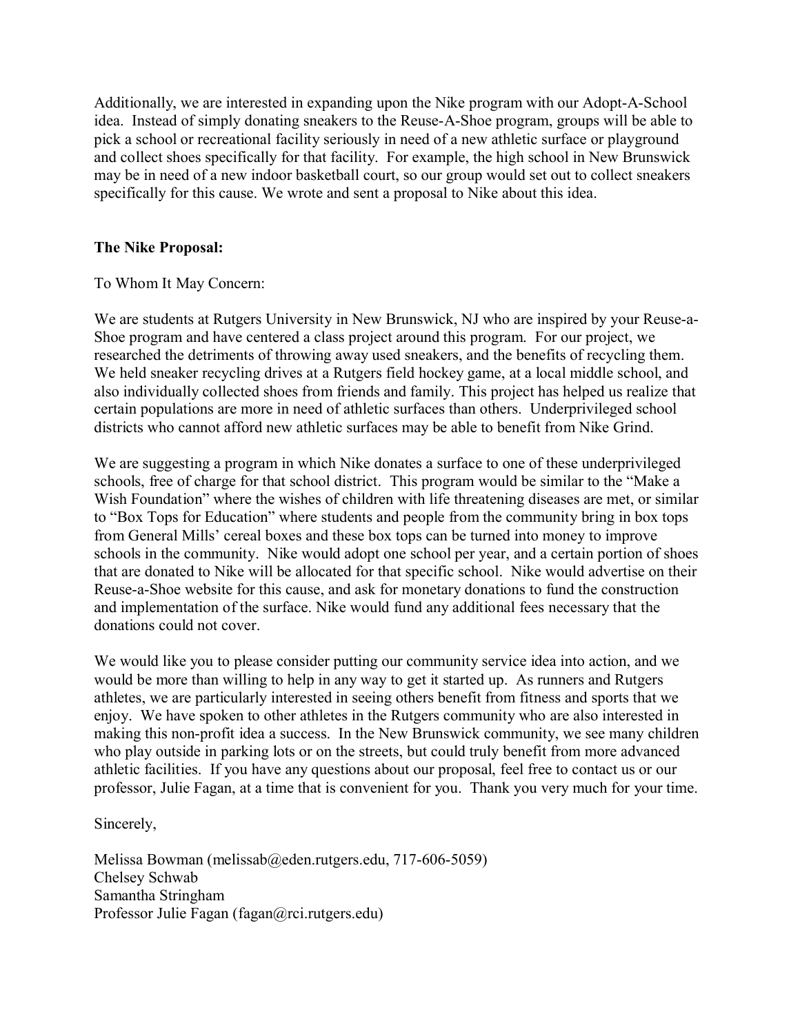Additionally, we are interested in expanding upon the Nike program with our Adopt-A-School idea. Instead of simply donating sneakers to the Reuse-A-Shoe program, groups will be able to pick a school or recreational facility seriously in need of a new athletic surface or playground and collect shoes specifically for that facility. For example, the high school in New Brunswick may be in need of a new indoor basketball court, so our group would set out to collect sneakers specifically for this cause. We wrote and sent a proposal to Nike about this idea.

**The Nike Proposal:**

To Whom It May Concern:

We are students at Rutgers University in New Brunswick, NJ who are inspired by your Reuse-a-Shoe program and have centered a class project around this program. For our project, we researched the detriments of throwing away used sneakers, and the benefits of recycling them. We held sneaker recycling drives at a Rutgers field hockey game, at a local middle school, and also individually collected shoes from friends and family. This project has helped us realize that certain populations are more in need of athletic surfaces than others. Underprivileged school districts who cannot afford new athletic surfaces may be able to benefit from Nike Grind.

We are suggesting a program in which Nike donates a surface to one of these underprivileged schools, free of charge for that school district. This program would be similar to the "Make a Wish Foundation" where the wishes of children with life threatening diseases are met, or similar to "Box Tops for Education" where students and people from the community bring in box tops from General Mills' cereal boxes and these box tops can be turned into money to improve schools in the community. Nike would adopt one school per year, and a certain portion of shoes that are donated to Nike will be allocated for that specific school. Nike would advertise on their Reuse-a-Shoe website for this cause, and ask for monetary donations to fund the construction and implementation of the surface. Nike would fund any additional fees necessary that the donations could not cover.

We would like you to please consider putting our community service idea into action, and we would be more than willing to help in any way to get it started up. As runners and Rutgers athletes, we are particularly interested in seeing others benefit from fitness and sports that we enjoy. We have spoken to other athletes in the Rutgers community who are also interested in making this non-profit idea a success. In the New Brunswick community, we see many children who play outside in parking lots or on the streets, but could truly benefit from more advanced athletic facilities. If you have any questions about our proposal, feel free to contact us or our professor, Julie Fagan, at a time that is convenient for you. Thank you very much for your time.

Sincerely,

Melissa Bowman (melissab@eden.rutgers.edu, 717-606-5059)
Chelsey Schwab
Samantha Stringham
Professor Julie Fagan (fagan@rci.rutgers.edu)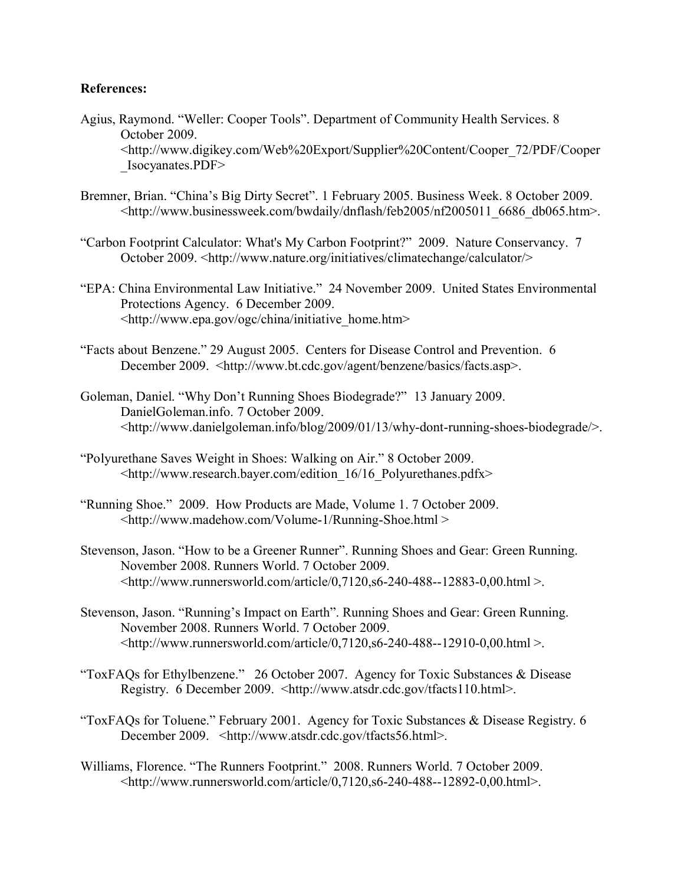**References:**

Agius, Raymond. "Weller: Cooper Tools". Department of Community Health Services. 8 October 2009. <http://www.digikey.com/Web%20Export/Supplier%20Content/Cooper_72/PDF/Cooper_Isocyanates.PDF>

Bremner, Brian. "China's Big Dirty Secret". 1 February 2005. Business Week. 8 October 2009. <http://www.businessweek.com/bwdaily/dnflash/feb2005/nf2005011_6686_db065.htm>.

"Carbon Footprint Calculator: What's My Carbon Footprint?" 2009. Nature Conservancy. 7 October 2009. <http://www.nature.org/initiatives/climatechange/calculator/>

"EPA: China Environmental Law Initiative." 24 November 2009. United States Environmental Protections Agency. 6 December 2009. <http://www.epa.gov/ogc/china/initiative_home.htm>

"Facts about Benzene." 29 August 2005. Centers for Disease Control and Prevention. 6 December 2009. <http://www.bt.cdc.gov/agent/benzene/basics/facts.asp>.

Goleman, Daniel. "Why Don't Running Shoes Biodegrade?" 13 January 2009. DanielGoleman.info. 7 October 2009. <http://www.danielgoleman.info/blog/2009/01/13/why-dont-running-shoes-biodegrade/>.

"Polyurethane Saves Weight in Shoes: Walking on Air." 8 October 2009. <http://www.research.bayer.com/edition_16/16_Polyurethanes.pdfx>

"Running Shoe." 2009. How Products are Made, Volume 1. 7 October 2009. <http://www.madehow.com/Volume-1/Running-Shoe.html >

Stevenson, Jason. "How to be a Greener Runner". Running Shoes and Gear: Green Running. November 2008. Runners World. 7 October 2009. <http://www.runnersworld.com/article/0,7120,s6-240-488--12883-0,00.html >.

Stevenson, Jason. "Running's Impact on Earth". Running Shoes and Gear: Green Running. November 2008. Runners World. 7 October 2009. <http://www.runnersworld.com/article/0,7120,s6-240-488--12910-0,00.html >.

"ToxFAQs for Ethylbenzene." 26 October 2007. Agency for Toxic Substances & Disease Registry. 6 December 2009. <http://www.atsdr.cdc.gov/tfacts110.html>.

"ToxFAQs for Toluene." February 2001. Agency for Toxic Substances & Disease Registry. 6 December 2009. <http://www.atsdr.cdc.gov/tfacts56.html>.

Williams, Florence. "The Runners Footprint." 2008. Runners World. 7 October 2009. <http://www.runnersworld.com/article/0,7120,s6-240-488--12892-0,00.html>.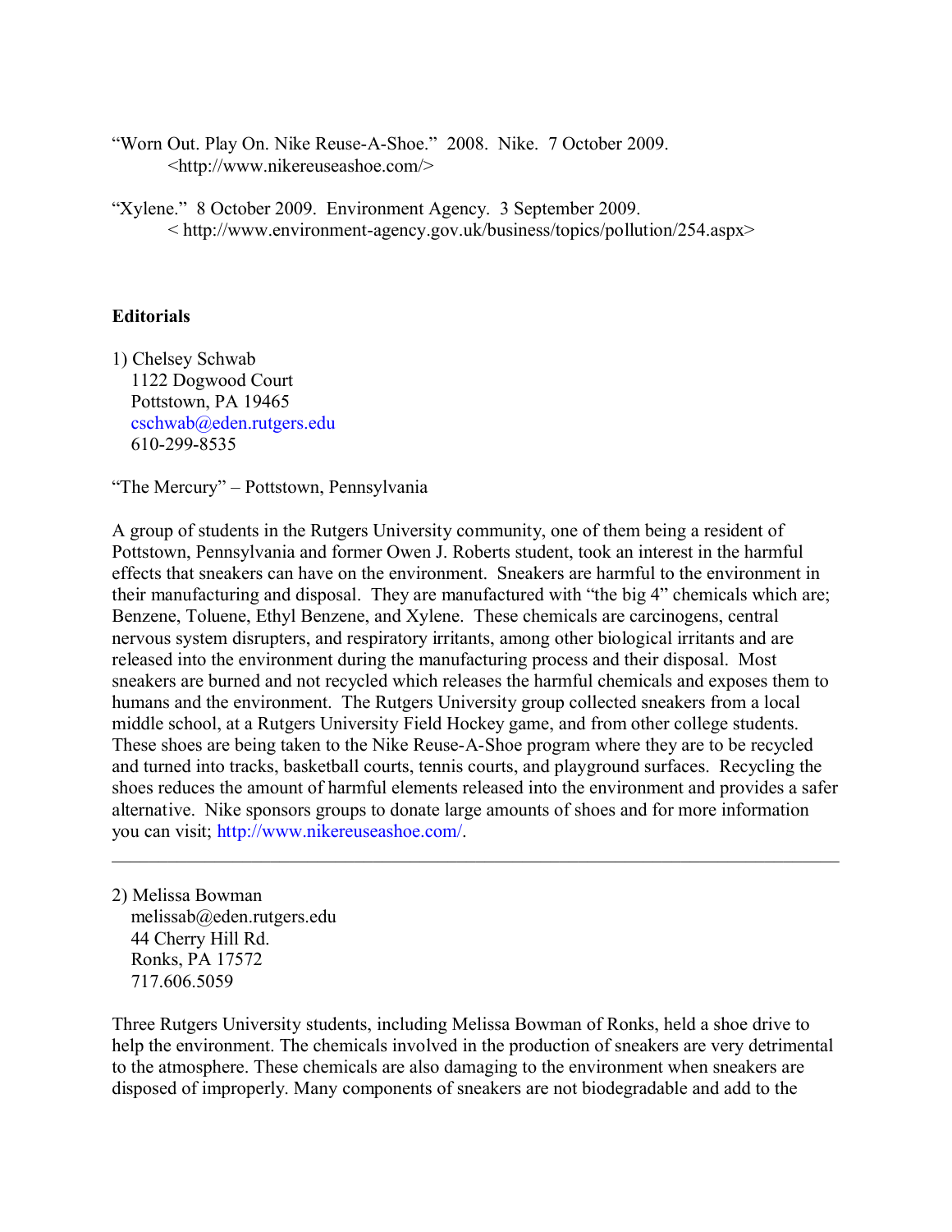"Worn Out. Play On. Nike Reuse-A-Shoe." 2008. Nike. 7 October 2009. <http://www.nikereuseashoe.com/>

"Xylene." 8 October 2009. Environment Agency. 3 September 2009. < http://www.environment-agency.gov.uk/business/topics/pollution/254.aspx>

**Editorials**

1) Chelsey Schwab
   1122 Dogwood Court
   Pottstown, PA 19465
   cschwab@eden.rutgers.edu
   610-299-8535

"The Mercury" – Pottstown, Pennsylvania

A group of students in the Rutgers University community, one of them being a resident of Pottstown, Pennsylvania and former Owen J. Roberts student, took an interest in the harmful effects that sneakers can have on the environment. Sneakers are harmful to the environment in their manufacturing and disposal. They are manufactured with "the big 4" chemicals which are; Benzene, Toluene, Ethyl Benzene, and Xylene. These chemicals are carcinogens, central nervous system disrupters, and respiratory irritants, among other biological irritants and are released into the environment during the manufacturing process and their disposal. Most sneakers are burned and not recycled which releases the harmful chemicals and exposes them to humans and the environment. The Rutgers University group collected sneakers from a local middle school, at a Rutgers University Field Hockey game, and from other college students. These shoes are being taken to the Nike Reuse-A-Shoe program where they are to be recycled and turned into tracks, basketball courts, tennis courts, and playground surfaces. Recycling the shoes reduces the amount of harmful elements released into the environment and provides a safer alternative. Nike sponsors groups to donate large amounts of shoes and for more information you can visit; http://www.nikereuseashoe.com/.

---

2) Melissa Bowman
   melissab@eden.rutgers.edu
   44 Cherry Hill Rd.
   Ronks, PA 17572
   717.606.5059

Three Rutgers University students, including Melissa Bowman of Ronks, held a shoe drive to help the environment. The chemicals involved in the production of sneakers are very detrimental to the atmosphere. These chemicals are also damaging to the environment when sneakers are disposed of improperly. Many components of sneakers are not biodegradable and add to the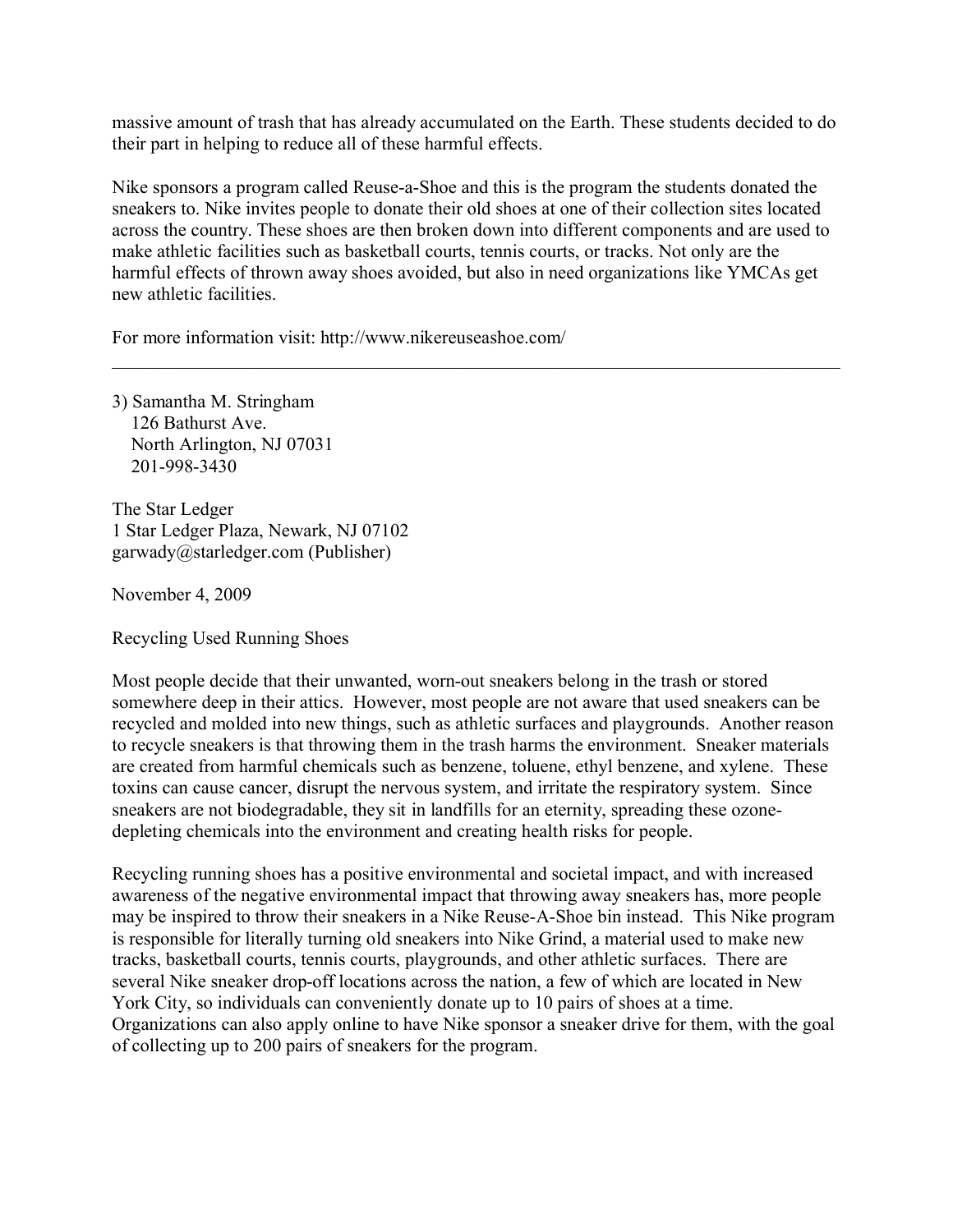massive amount of trash that has already accumulated on the Earth. These students decided to do their part in helping to reduce all of these harmful effects.

Nike sponsors a program called Reuse-a-Shoe and this is the program the students donated the sneakers to. Nike invites people to donate their old shoes at one of their collection sites located across the country. These shoes are then broken down into different components and are used to make athletic facilities such as basketball courts, tennis courts, or tracks. Not only are the harmful effects of thrown away shoes avoided, but also in need organizations like YMCAs get new athletic facilities.

For more information visit: http://www.nikereuseashoe.com/

---

3) Samantha M. Stringham
   126 Bathurst Ave.
   North Arlington, NJ 07031
   201-998-3430

The Star Ledger
1 Star Ledger Plaza, Newark, NJ 07102
garwady@starledger.com (Publisher)

November 4, 2009

Recycling Used Running Shoes

Most people decide that their unwanted, worn-out sneakers belong in the trash or stored somewhere deep in their attics. However, most people are not aware that used sneakers can be recycled and molded into new things, such as athletic surfaces and playgrounds. Another reason to recycle sneakers is that throwing them in the trash harms the environment. Sneaker materials are created from harmful chemicals such as benzene, toluene, ethyl benzene, and xylene. These toxins can cause cancer, disrupt the nervous system, and irritate the respiratory system. Since sneakers are not biodegradable, they sit in landfills for an eternity, spreading these ozone-depleting chemicals into the environment and creating health risks for people.

Recycling running shoes has a positive environmental and societal impact, and with increased awareness of the negative environmental impact that throwing away sneakers has, more people may be inspired to throw their sneakers in a Nike Reuse-A-Shoe bin instead. This Nike program is responsible for literally turning old sneakers into Nike Grind, a material used to make new tracks, basketball courts, tennis courts, playgrounds, and other athletic surfaces. There are several Nike sneaker drop-off locations across the nation, a few of which are located in New York City, so individuals can conveniently donate up to 10 pairs of shoes at a time. Organizations can also apply online to have Nike sponsor a sneaker drive for them, with the goal of collecting up to 200 pairs of sneakers for the program.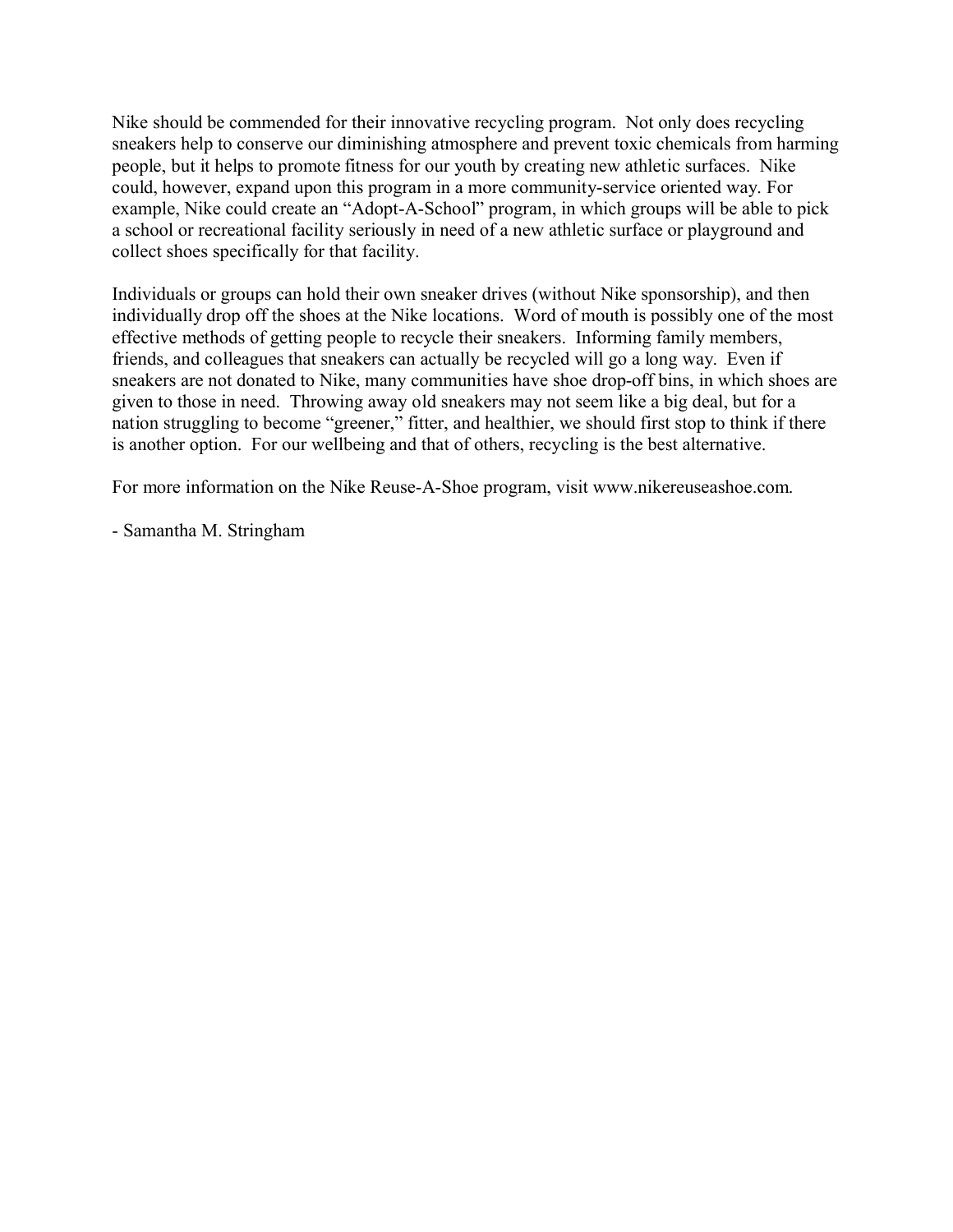Nike should be commended for their innovative recycling program. Not only does recycling sneakers help to conserve our diminishing atmosphere and prevent toxic chemicals from harming people, but it helps to promote fitness for our youth by creating new athletic surfaces. Nike could, however, expand upon this program in a more community-service oriented way. For example, Nike could create an "Adopt-A-School" program, in which groups will be able to pick a school or recreational facility seriously in need of a new athletic surface or playground and collect shoes specifically for that facility.

Individuals or groups can hold their own sneaker drives (without Nike sponsorship), and then individually drop off the shoes at the Nike locations. Word of mouth is possibly one of the most effective methods of getting people to recycle their sneakers. Informing family members, friends, and colleagues that sneakers can actually be recycled will go a long way. Even if sneakers are not donated to Nike, many communities have shoe drop-off bins, in which shoes are given to those in need. Throwing away old sneakers may not seem like a big deal, but for a nation struggling to become "greener," fitter, and healthier, we should first stop to think if there is another option. For our wellbeing and that of others, recycling is the best alternative.

For more information on the Nike Reuse-A-Shoe program, visit www.nikereuseashoe.com.

- Samantha M. Stringham